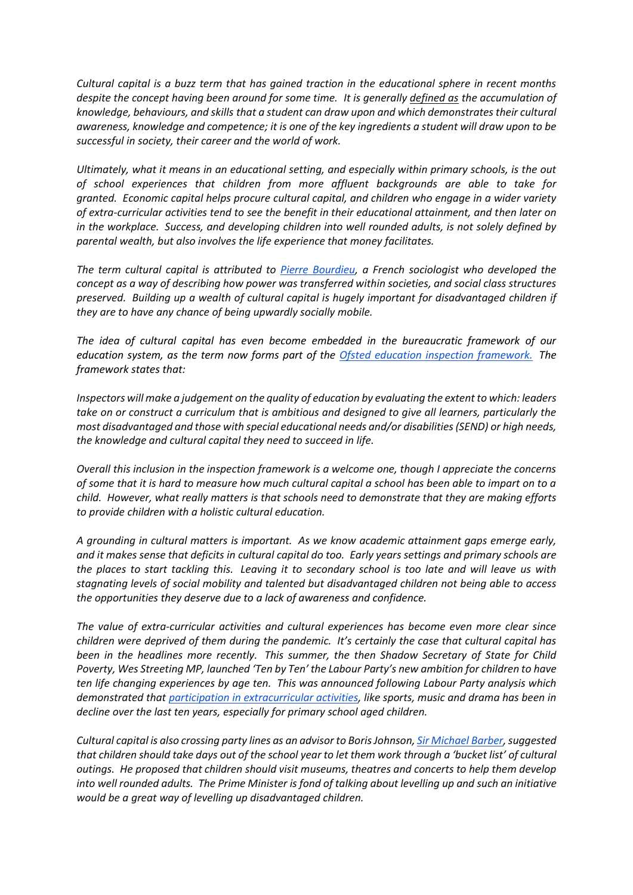*Cultural capital is a buzz term that has gained traction in the educational sphere in recent months despite the concept having been around for some time. It is generally defined as the accumulation of knowledge, behaviours, and skills that a student can draw upon and which demonstrates their cultural awareness, knowledge and competence; it is one of the key ingredients a student will draw upon to be successful in society, their career and the world of work.*

*Ultimately, what it means in an educational setting, and especially within primary schools, is the out of school experiences that children from more affluent backgrounds are able to take for granted. Economic capital helps procure cultural capital, and children who engage in a wider variety of extra-curricular activities tend to see the benefit in their educational attainment, and then later on in the workplace. Success, and developing children into well rounded adults, is not solely defined by parental wealth, but also involves the life experience that money facilitates.*

*The term cultural capital is attributed to Pierre Bourdieu, a French sociologist who developed the concept as a way of describing how power was transferred within societies, and social class structures preserved. Building up a wealth of cultural capital is hugely important for disadvantaged children if they are to have any chance of being upwardly socially mobile.*

*The idea of cultural capital has even become embedded in the bureaucratic framework of our education system, as the term now forms part of the Ofsted education inspection framework. The framework states that:*

*Inspectors will make a judgement on the quality of education by evaluating the extent to which: leaders take on or construct a curriculum that is ambitious and designed to give all learners, particularly the most disadvantaged and those with special educational needs and/or disabilities (SEND) or high needs, the knowledge and cultural capital they need to succeed in life.*

*Overall this inclusion in the inspection framework is a welcome one, though I appreciate the concerns of some that it is hard to measure how much cultural capital a school has been able to impart on to a child. However, what really matters is that schools need to demonstrate that they are making efforts to provide children with a holistic cultural education.*

*A grounding in cultural matters is important. As we know academic attainment gaps emerge early, and it makes sense that deficits in cultural capital do too. Early years settings and primary schools are the places to start tackling this. Leaving it to secondary school is too late and will leave us with stagnating levels of social mobility and talented but disadvantaged children not being able to access the opportunities they deserve due to a lack of awareness and confidence.*

*The value of extra-curricular activities and cultural experiences has become even more clear since children were deprived of them during the pandemic. It's certainly the case that cultural capital has been in the headlines more recently. This summer, the then Shadow Secretary of State for Child Poverty, Wes Streeting MP, launched 'Ten by Ten' the Labour Party's new ambition for children to have ten life changing experiences by age ten. This was announced following Labour Party analysis which demonstrated that participation in extracurricular activities, like sports, music and drama has been in decline over the last ten years, especially for primary school aged children.*

*Cultural capital is also crossing party lines as an advisor to Boris Johnson, Sir Michael Barber, suggested that children should take days out of the school year to let them work through a 'bucket list' of cultural outings. He proposed that children should visit museums, theatres and concerts to help them develop into well rounded adults. The Prime Minister is fond of talking about levelling up and such an initiative would be a great way of levelling up disadvantaged children.*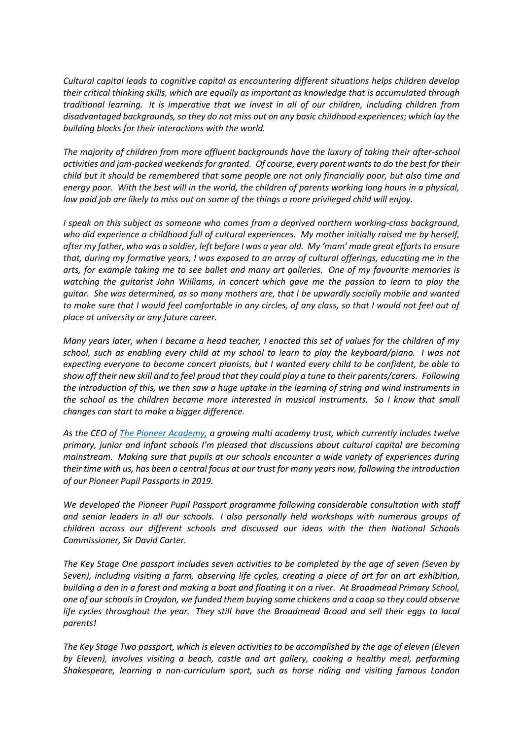*Cultural capital leads to cognitive capital as encountering different situations helps children develop their critical thinking skills, which are equally as important as knowledge that is accumulated through traditional learning. It is imperative that we invest in all of our children, including children from disadvantaged backgrounds, so they do not miss out on any basic childhood experiences; which lay the building blocks for their interactions with the world.*

*The majority of children from more affluent backgrounds have the luxury of taking their after-school activities and jam-packed weekends for granted. Of course, every parent wants to do the best for their child but it should be remembered that some people are not only financially poor, but also time and energy poor. With the best will in the world, the children of parents working long hours in a physical, low paid job are likely to miss out on some of the things a more privileged child will enjoy.*

*I speak on this subject as someone who comes from a deprived northern working-class background, who did experience a childhood full of cultural experiences. My mother initially raised me by herself, after my father, who was a soldier, left before I was a year old. My 'mam' made great efforts to ensure that, during my formative years, I was exposed to an array of cultural offerings, educating me in the arts, for example taking me to see ballet and many art galleries. One of my favourite memories is watching the guitarist John Williams, in concert which gave me the passion to learn to play the guitar. She was determined, as so many mothers are, that I be upwardly socially mobile and wanted to make sure that I would feel comfortable in any circles, of any class, so that I would not feel out of place at university or any future career.*

*Many years later, when I became a head teacher, I enacted this set of values for the children of my school, such as enabling every child at my school to learn to play the keyboard/piano. I was not expecting everyone to become concert pianists, but I wanted every child to be confident, be able to show off their new skill and to feel proud that they could play a tune to their parents/carers. Following the introduction of this, we then saw a huge uptake in the learning of string and wind instruments in the school as the children became more interested in musical instruments. So I know that small changes can start to make a bigger difference.*

*As the CEO of [The Pioneer Academy,] a growing multi academy trust, which currently includes twelve primary, junior and infant schools I'm pleased that discussions about cultural capital are becoming mainstream. Making sure that pupils at our schools encounter a wide variety of experiences during their time with us, has been a central focus at our trust for many years now, following the introduction of our Pioneer Pupil Passports in 2019.*

*We developed the Pioneer Pupil Passport programme following considerable consultation with staff and senior leaders in all our schools. I also personally held workshops with numerous groups of children across our different schools and discussed our ideas with the then National Schools Commissioner, Sir David Carter.*

*The Key Stage One passport includes seven activities to be completed by the age of seven (Seven by Seven), including visiting a farm, observing life cycles, creating a piece of art for an art exhibition, building a den in a forest and making a boat and floating it on a river. At Broadmead Primary School, one of our schools in Croydon, we funded them buying some chickens and a coop so they could observe life cycles throughout the year. They still have the Broadmead Brood and sell their eggs to local parents!*

*The Key Stage Two passport, which is eleven activities to be accomplished by the age of eleven (Eleven by Eleven), involves visiting a beach, castle and art gallery, cooking a healthy meal, performing Shakespeare, learning a non-curriculum sport, such as horse riding and visiting famous London*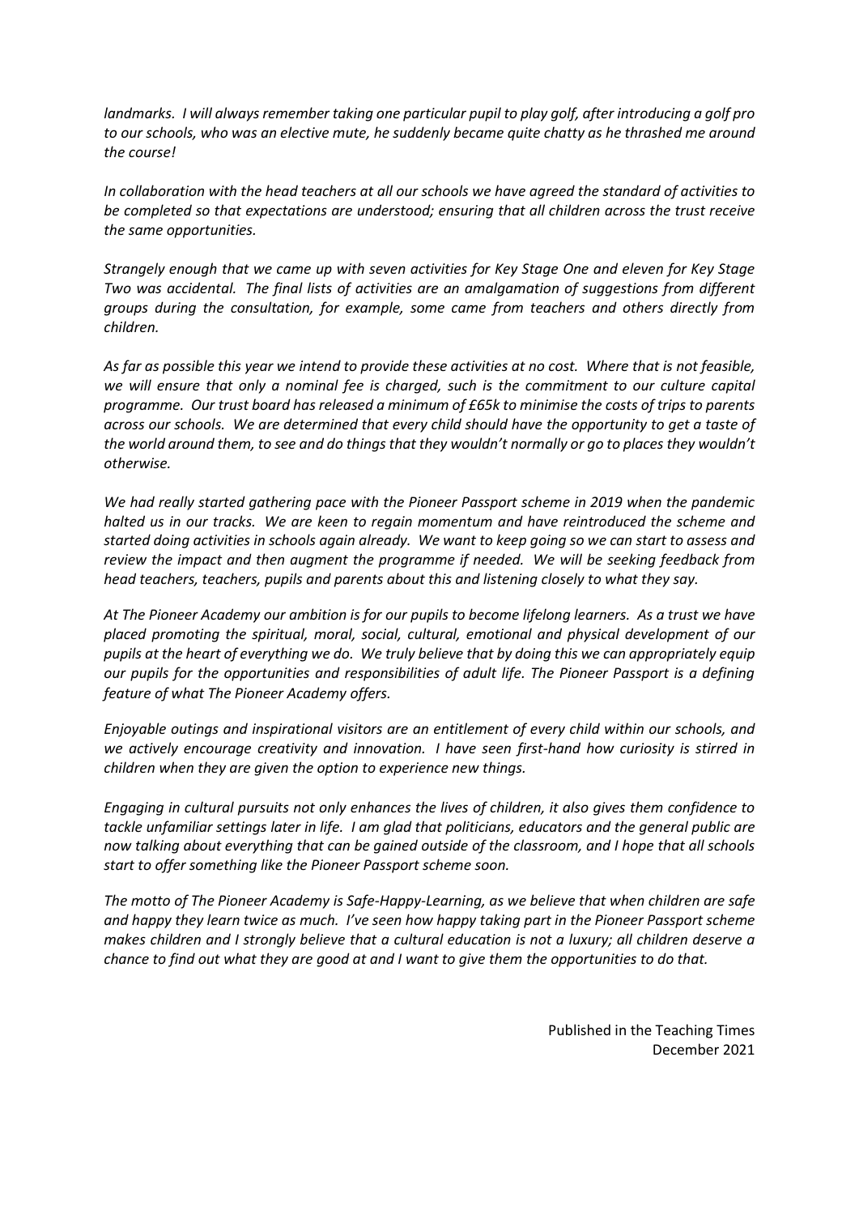*landmarks. I will always remember taking one particular pupil to play golf, after introducing a golf pro to our schools, who was an elective mute, he suddenly became quite chatty as he thrashed me around the course!*

*In collaboration with the head teachers at all our schools we have agreed the standard of activities to be completed so that expectations are understood; ensuring that all children across the trust receive the same opportunities.*

*Strangely enough that we came up with seven activities for Key Stage One and eleven for Key Stage Two was accidental. The final lists of activities are an amalgamation of suggestions from different groups during the consultation, for example, some came from teachers and others directly from children.*

*As far as possible this year we intend to provide these activities at no cost. Where that is not feasible, we will ensure that only a nominal fee is charged, such is the commitment to our culture capital programme. Our trust board has released a minimum of £65k to minimise the costs of trips to parents across our schools. We are determined that every child should have the opportunity to get a taste of the world around them, to see and do things that they wouldn't normally or go to places they wouldn't otherwise.*

*We had really started gathering pace with the Pioneer Passport scheme in 2019 when the pandemic halted us in our tracks. We are keen to regain momentum and have reintroduced the scheme and started doing activities in schools again already. We want to keep going so we can start to assess and review the impact and then augment the programme if needed. We will be seeking feedback from head teachers, teachers, pupils and parents about this and listening closely to what they say.*

*At The Pioneer Academy our ambition is for our pupils to become lifelong learners. As a trust we have placed promoting the spiritual, moral, social, cultural, emotional and physical development of our pupils at the heart of everything we do. We truly believe that by doing this we can appropriately equip our pupils for the opportunities and responsibilities of adult life. The Pioneer Passport is a defining feature of what The Pioneer Academy offers.*

*Enjoyable outings and inspirational visitors are an entitlement of every child within our schools, and we actively encourage creativity and innovation. I have seen first-hand how curiosity is stirred in children when they are given the option to experience new things.*

*Engaging in cultural pursuits not only enhances the lives of children, it also gives them confidence to tackle unfamiliar settings later in life. I am glad that politicians, educators and the general public are now talking about everything that can be gained outside of the classroom, and I hope that all schools start to offer something like the Pioneer Passport scheme soon.*

*The motto of The Pioneer Academy is Safe-Happy-Learning, as we believe that when children are safe and happy they learn twice as much. I've seen how happy taking part in the Pioneer Passport scheme makes children and I strongly believe that a cultural education is not a luxury; all children deserve a chance to find out what they are good at and I want to give them the opportunities to do that.*

Published in the Teaching Times
December 2021